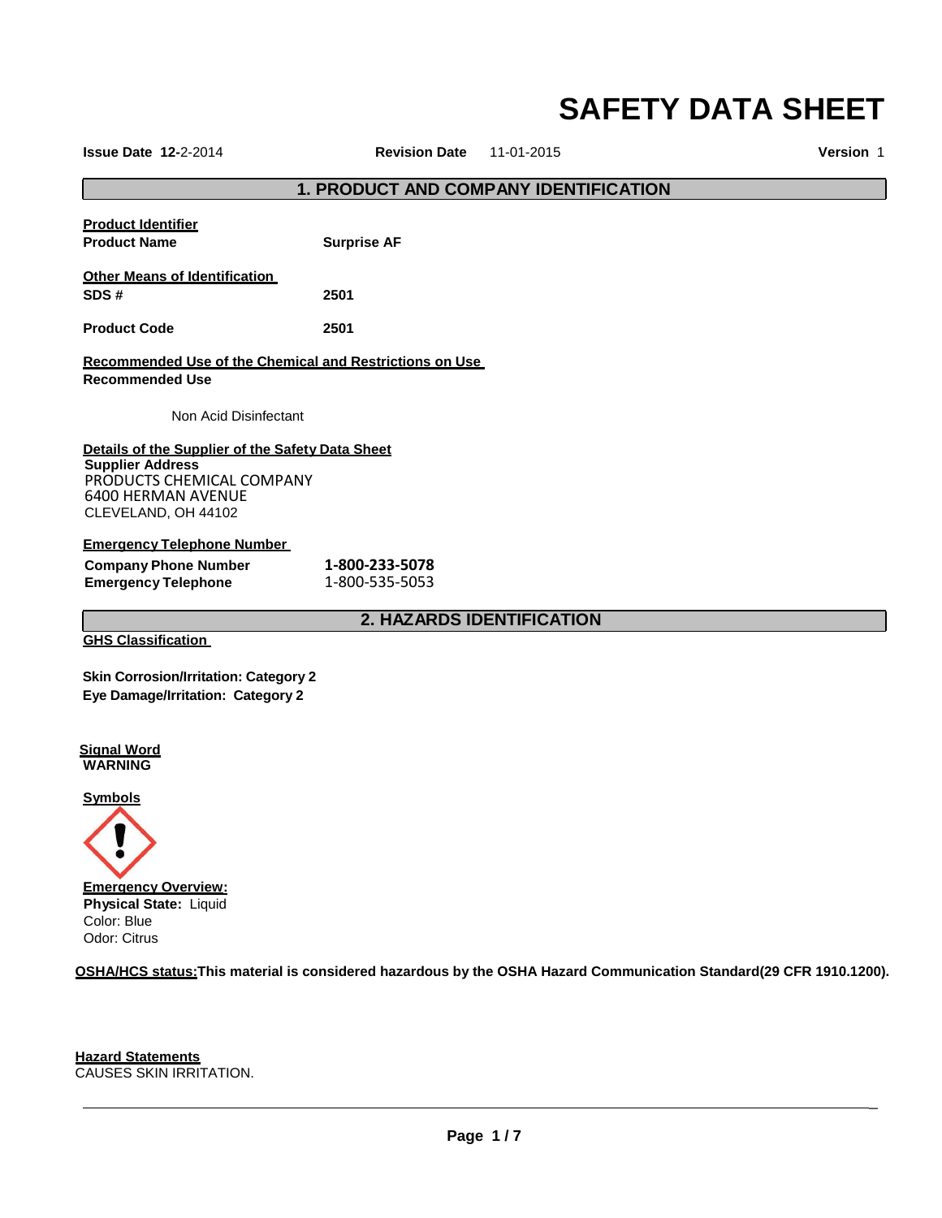# SAFETY DATA SHEET

**Issue Date** **12-**2-2014 **Revision Date** 11-01-2015 **Version** 1

## 1. PRODUCT AND COMPANY IDENTIFICATION

**Product Identifier**

**Product Name** **Surprise AF**

**Other Means of Identification**

**SDS #** **2501**

**Product Code** **2501**

**Recommended Use of the Chemical and Restrictions on Use**

**Recommended Use**

Non Acid Disinfectant

**Details of the Supplier of the Safety Data Sheet**

**Supplier Address**

PRODUCTS CHEMICAL COMPANY
6400 HERMAN AVENUE
CLEVELAND, OH 44102

**Emergency Telephone Number**

**Company Phone Number** **1-800-233-5078**

**Emergency Telephone** 1-800-535-5053

## 2. HAZARDS IDENTIFICATION

**GHS Classification**

**Skin Corrosion/Irritation: Category 2**
**Eye Damage/Irritation: Category 2**

**Signal Word**
**WARNING**

**Symbols**

**Emergency Overview:**
**Physical State:** Liquid
Color: Blue
Odor: Citrus

**OSHA/HCS status:This material is considered hazardous by the OSHA Hazard Communication Standard(29 CFR 1910.1200).**

**Hazard Statements**
CAUSES SKIN IRRITATION.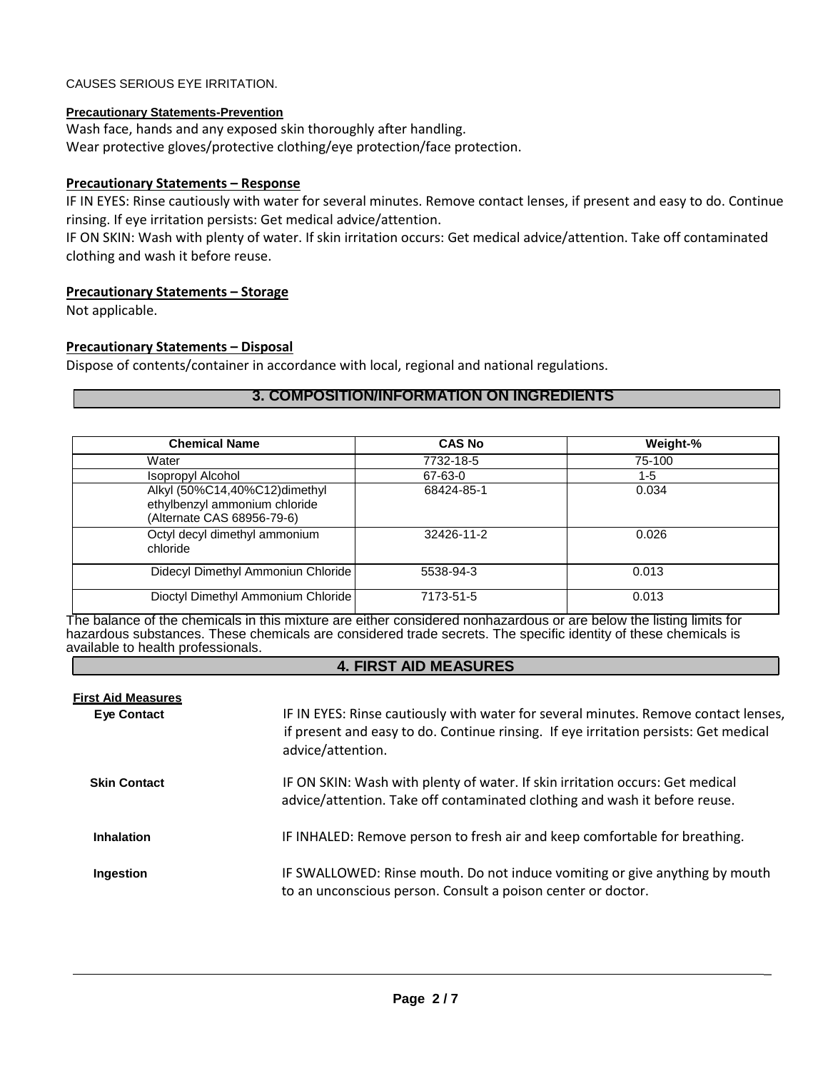CAUSES SERIOUS EYE IRRITATION.

**Precautionary Statements-Prevention**

Wash face, hands and any exposed skin thoroughly after handling.
Wear protective gloves/protective clothing/eye protection/face protection.

**Precautionary Statements – Response**

IF IN EYES: Rinse cautiously with water for several minutes. Remove contact lenses, if present and easy to do. Continue rinsing. If eye irritation persists: Get medical advice/attention.
IF ON SKIN: Wash with plenty of water. If skin irritation occurs: Get medical advice/attention. Take off contaminated clothing and wash it before reuse.

**Precautionary Statements – Storage**

Not applicable.

**Precautionary Statements – Disposal**

Dispose of contents/container in accordance with local, regional and national regulations.

## 3. COMPOSITION/INFORMATION ON INGREDIENTS

| Chemical Name | CAS No | Weight-% |
|---|---|---|
| Water | 7732-18-5 | 75-100 |
| Isopropyl Alcohol | 67-63-0 | 1-5 |
| Alkyl (50%C14,40%C12)dimethyl ethylbenzyl ammonium chloride (Alternate CAS 68956-79-6) | 68424-85-1 | 0.034 |
| Octyl decyl dimethyl ammonium chloride | 32426-11-2 | 0.026 |
| Didecyl Dimethyl Ammoniun Chloride | 5538-94-3 | 0.013 |
| Dioctyl Dimethyl Ammonium Chloride | 7173-51-5 | 0.013 |

The balance of the chemicals in this mixture are either considered nonhazardous or are below the listing limits for hazardous substances. These chemicals are considered trade secrets. The specific identity of these chemicals is available to health professionals.

## 4. FIRST AID MEASURES

**First Aid Measures**

**Eye Contact**
IF IN EYES: Rinse cautiously with water for several minutes. Remove contact lenses, if present and easy to do. Continue rinsing. If eye irritation persists: Get medical advice/attention.

**Skin Contact**
IF ON SKIN: Wash with plenty of water. If skin irritation occurs: Get medical advice/attention. Take off contaminated clothing and wash it before reuse.

**Inhalation**
IF INHALED: Remove person to fresh air and keep comfortable for breathing.

**Ingestion**
IF SWALLOWED: Rinse mouth. Do not induce vomiting or give anything by mouth to an unconscious person. Consult a poison center or doctor.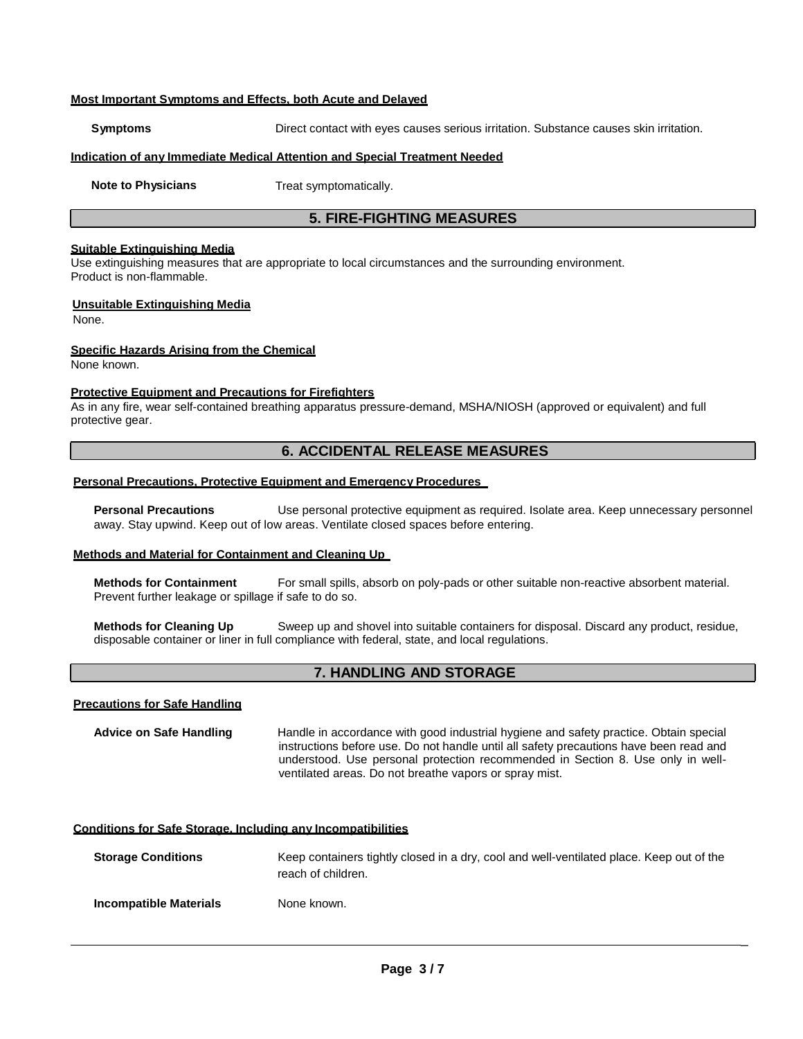#### Most Important Symptoms and Effects, both Acute and Delayed

**Symptoms** Direct contact with eyes causes serious irritation. Substance causes skin irritation.

#### Indication of any Immediate Medical Attention and Special Treatment Needed

**Note to Physicians** Treat symptomatically.

## 5. FIRE-FIGHTING MEASURES

#### Suitable Extinguishing Media

Use extinguishing measures that are appropriate to local circumstances and the surrounding environment.
Product is non-flammable.

#### Unsuitable Extinguishing Media

None.

#### Specific Hazards Arising from the Chemical

None known.

#### Protective Equipment and Precautions for Firefighters

As in any fire, wear self-contained breathing apparatus pressure-demand, MSHA/NIOSH (approved or equivalent) and full protective gear.

## 6. ACCIDENTAL RELEASE MEASURES

#### Personal Precautions, Protective Equipment and Emergency Procedures

**Personal Precautions** Use personal protective equipment as required. Isolate area. Keep unnecessary personnel away. Stay upwind. Keep out of low areas. Ventilate closed spaces before entering.

#### Methods and Material for Containment and Cleaning Up

**Methods for Containment** For small spills, absorb on poly-pads or other suitable non-reactive absorbent material. Prevent further leakage or spillage if safe to do so.

**Methods for Cleaning Up** Sweep up and shovel into suitable containers for disposal. Discard any product, residue, disposable container or liner in full compliance with federal, state, and local regulations.

## 7. HANDLING AND STORAGE

#### Precautions for Safe Handling

**Advice on Safe Handling** Handle in accordance with good industrial hygiene and safety practice. Obtain special instructions before use. Do not handle until all safety precautions have been read and understood. Use personal protection recommended in Section 8. Use only in well-ventilated areas. Do not breathe vapors or spray mist.

#### Conditions for Safe Storage, Including any Incompatibilities

**Storage Conditions** Keep containers tightly closed in a dry, cool and well-ventilated place. Keep out of the reach of children.

**Incompatible Materials** None known.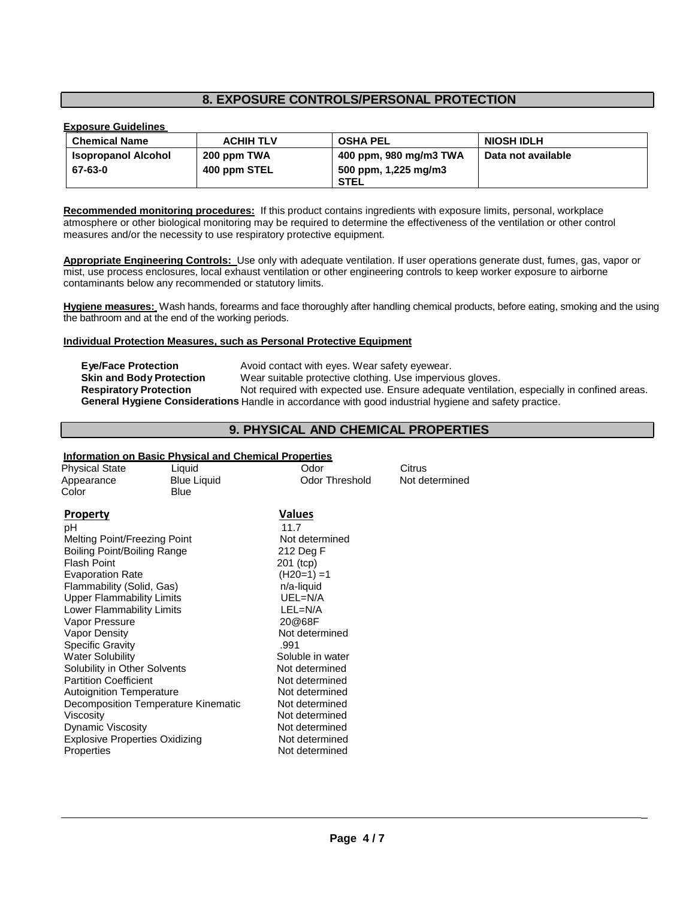## 8. EXPOSURE CONTROLS/PERSONAL PROTECTION

**Exposure Guidelines**

| Chemical Name | ACHIH TLV | OSHA PEL | NIOSH IDLH |
|---|---|---|---|
| **Isopropanol Alcohol 67-63-0** | **200 ppm TWA 400 ppm STEL** | **400 ppm, 980 mg/m3 TWA 500 ppm, 1,225 mg/m3 STEL** | **Data not available** |

**Recommended monitoring procedures:** If this product contains ingredients with exposure limits, personal, workplace atmosphere or other biological monitoring may be required to determine the effectiveness of the ventilation or other control measures and/or the necessity to use respiratory protective equipment.

**Appropriate Engineering Controls:** Use only with adequate ventilation. If user operations generate dust, fumes, gas, vapor or mist, use process enclosures, local exhaust ventilation or other engineering controls to keep worker exposure to airborne contaminants below any recommended or statutory limits.

**Hygiene measures:** Wash hands, forearms and face thoroughly after handling chemical products, before eating, smoking and the using the bathroom and at the end of the working periods.

**Individual Protection Measures, such as Personal Protective Equipment**

**Eye/Face Protection** Avoid contact with eyes. Wear safety eyewear.
**Skin and Body Protection** Wear suitable protective clothing. Use impervious gloves.
**Respiratory Protection** Not required with expected use. Ensure adequate ventilation, especially in confined areas.
**General Hygiene Considerations** Handle in accordance with good industrial hygiene and safety practice.

## 9. PHYSICAL AND CHEMICAL PROPERTIES

**Information on Basic Physical and Chemical Properties**

| | | | |
|---|---|---|---|
| Physical State | Liquid | Odor | Citrus |
| Appearance | Blue Liquid | Odor Threshold | Not determined |
| Color | Blue | | |

| **Property** | **Values** |
|---|---|
| pH | 11.7 |
| Melting Point/Freezing Point | Not determined |
| Boiling Point/Boiling Range | 212 Deg F |
| Flash Point | 201 (tcp) |
| Evaporation Rate | (H20=1) =1 |
| Flammability (Solid, Gas) | n/a-liquid |
| Upper Flammability Limits | UEL=N/A |
| Lower Flammability Limits | LEL=N/A |
| Vapor Pressure | 20@68F |
| Vapor Density | Not determined |
| Specific Gravity | .991 |
| Water Solubility | Soluble in water |
| Solubility in Other Solvents | Not determined |
| Partition Coefficient | Not determined |
| Autoignition Temperature | Not determined |
| Decomposition Temperature Kinematic | Not determined |
| Viscosity | Not determined |
| Dynamic Viscosity | Not determined |
| Explosive Properties Oxidizing | Not determined |
| Properties | Not determined |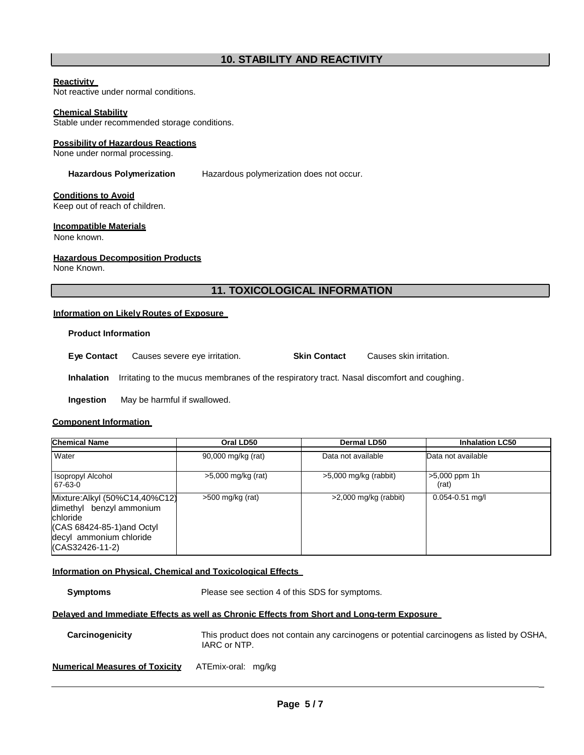## 10. STABILITY AND REACTIVITY

**Reactivity**
Not reactive under normal conditions.

**Chemical Stability**
Stable under recommended storage conditions.

**Possibility of Hazardous Reactions**
None under normal processing.

**Hazardous Polymerization** Hazardous polymerization does not occur.

**Conditions to Avoid**
Keep out of reach of children.

**Incompatible Materials**
None known.

**Hazardous Decomposition Products**
None Known.

## 11. TOXICOLOGICAL INFORMATION

**Information on Likely Routes of Exposure**

**Product Information**

**Eye Contact** Causes severe eye irritation.

**Skin Contact** Causes skin irritation.

**Inhalation** Irritating to the mucus membranes of the respiratory tract. Nasal discomfort and coughing.

**Ingestion** May be harmful if swallowed.

**Component Information**

| Chemical Name | Oral LD50 | Dermal LD50 | Inhalation LC50 |
|---|---|---|---|
| Water | 90,000 mg/kg (rat) | Data not available | Data not available |
| Isopropyl Alcohol 67-63-0 | >5,000 mg/kg (rat) | >5,000 mg/kg (rabbit) | >5,000 ppm 1h (rat) |
| Mixture:Alkyl (50%C14,40%C12) dimethyl benzyl ammonium chloride (CAS 68424-85-1)and Octyl decyl ammonium chloride (CAS32426-11-2) | >500 mg/kg (rat) | >2,000 mg/kg (rabbit) | 0.054-0.51 mg/l |

**Information on Physical, Chemical and Toxicological Effects**

**Symptoms** Please see section 4 of this SDS for symptoms.

**Delayed and Immediate Effects as well as Chronic Effects from Short and Long-term Exposure**

**Carcinogenicity** This product does not contain any carcinogens or potential carcinogens as listed by OSHA, IARC or NTP.

**Numerical Measures of Toxicity** ATEmix-oral: mg/kg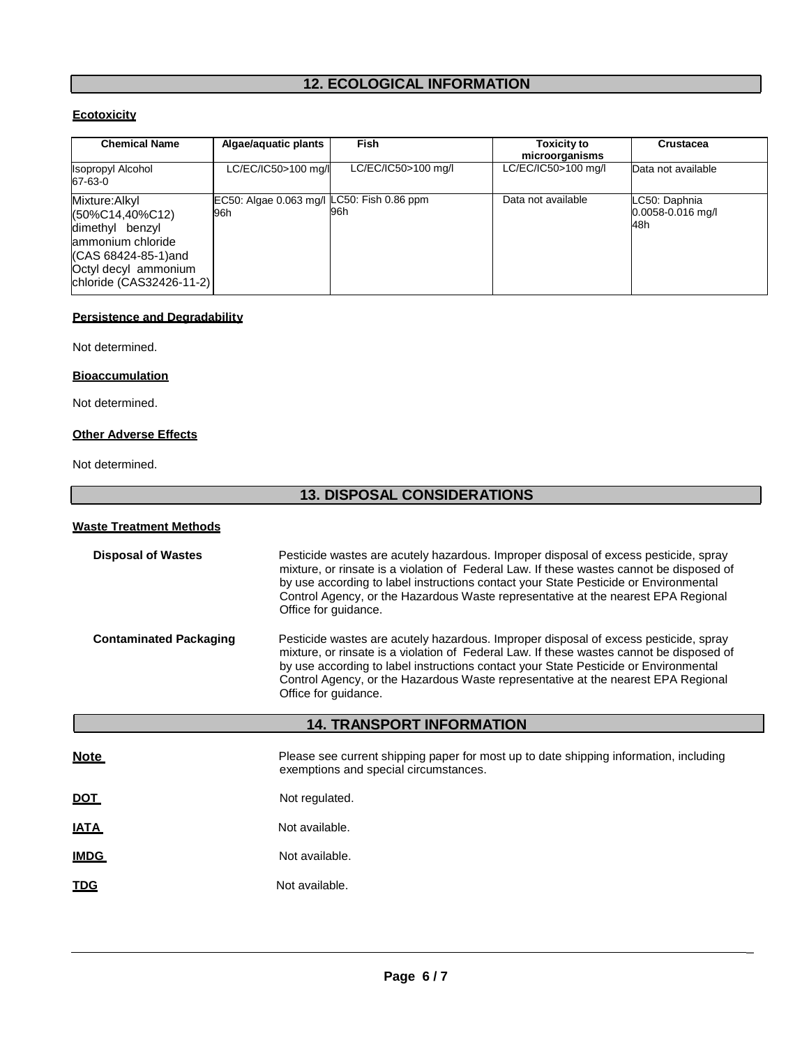## 12. ECOLOGICAL INFORMATION

### Ecotoxicity

| Chemical Name | Algae/aquatic plants | Fish | Toxicity to microorganisms | Crustacea |
|---|---|---|---|---|
| Isopropyl Alcohol 67-63-0 | LC/EC/IC50>100 mg/l | LC/EC/IC50>100 mg/l | LC/EC/IC50>100 mg/l | Data not available |
| Mixture:Alkyl (50%C14,40%C12) dimethyl benzyl ammonium chloride (CAS 68424-85-1)and Octyl decyl ammonium chloride (CAS32426-11-2) | EC50: Algae 0.063 mg/l 96h | LC50: Fish 0.86 ppm 96h | Data not available | LC50: Daphnia 0.0058-0.016 mg/l 48h |

### Persistence and Degradability

Not determined.

### Bioaccumulation

Not determined.

### Other Adverse Effects

Not determined.

## 13. DISPOSAL CONSIDERATIONS

### Waste Treatment Methods

**Disposal of Wastes** Pesticide wastes are acutely hazardous. Improper disposal of excess pesticide, spray mixture, or rinsate is a violation of Federal Law. If these wastes cannot be disposed of by use according to label instructions contact your State Pesticide or Environmental Control Agency, or the Hazardous Waste representative at the nearest EPA Regional Office for guidance.

**Contaminated Packaging** Pesticide wastes are acutely hazardous. Improper disposal of excess pesticide, spray mixture, or rinsate is a violation of Federal Law. If these wastes cannot be disposed of by use according to label instructions contact your State Pesticide or Environmental Control Agency, or the Hazardous Waste representative at the nearest EPA Regional Office for guidance.

## 14. TRANSPORT INFORMATION

**Note** Please see current shipping paper for most up to date shipping information, including exemptions and special circumstances.

**DOT** Not regulated.

**IATA** Not available.

**IMDG** Not available.

**TDG** Not available.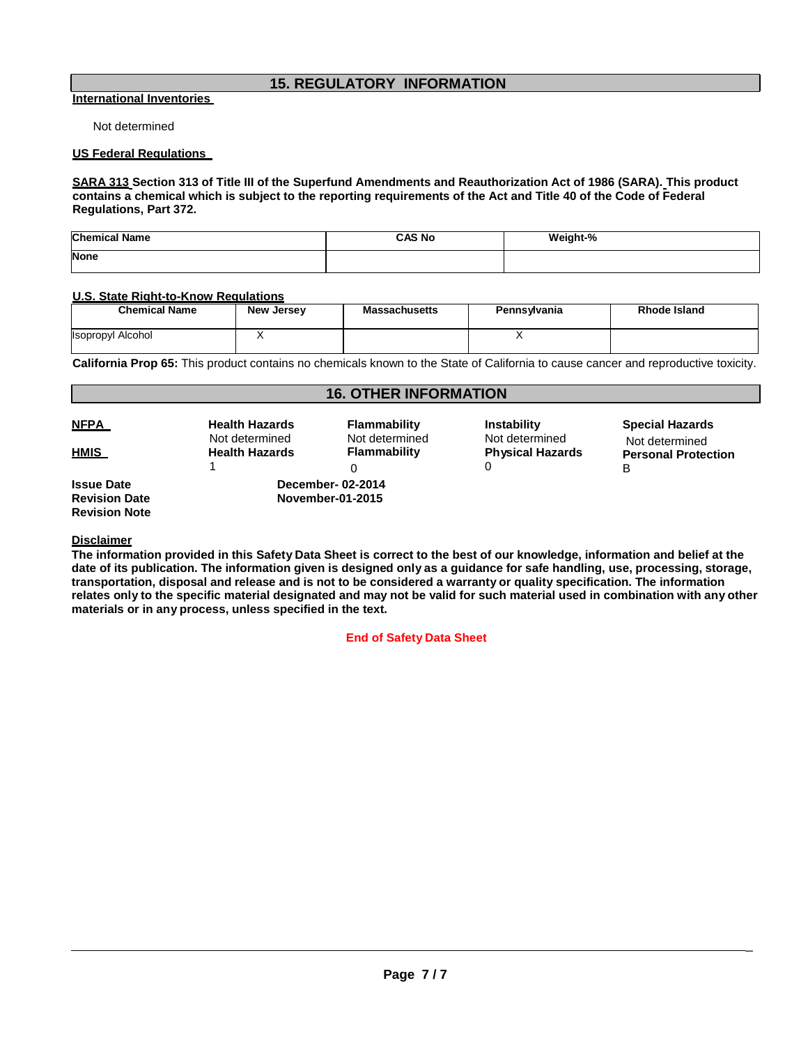## 15. REGULATORY INFORMATION

**International Inventories**

Not determined

**US Federal Regulations**

**SARA 313 Section 313 of Title III of the Superfund Amendments and Reauthorization Act of 1986 (SARA). This product contains a chemical which is subject to the reporting requirements of the Act and Title 40 of the Code of Federal Regulations, Part 372.**

| Chemical Name | CAS No | Weight-% |
|---|---|---|
| None | | |

**U.S. State Right-to-Know Regulations**

| Chemical Name | New Jersey | Massachusetts | Pennsylvania | Rhode Island |
|---|---|---|---|---|
| Isopropyl Alcohol | X | | X | |

**California Prop 65:** This product contains no chemicals known to the State of California to cause cancer and reproductive toxicity.

## 16. OTHER INFORMATION

| | | | | |
|---|---|---|---|---|
| **NFPA** | **Health Hazards** Not determined | **Flammability** Not determined | **Instability** Not determined | **Special Hazards** Not determined |
| **HMIS** | **Health Hazards** 1 | **Flammability** 0 | **Physical Hazards** 0 | **Personal Protection** B |

**Issue Date** December- 02-2014
**Revision Date** November-01-2015
**Revision Note**

**Disclaimer**

**The information provided in this Safety Data Sheet is correct to the best of our knowledge, information and belief at the date of its publication. The information given is designed only as a guidance for safe handling, use, processing, storage, transportation, disposal and release and is not to be considered a warranty or quality specification. The information relates only to the specific material designated and may not be valid for such material used in combination with any other materials or in any process, unless specified in the text.**

**End of Safety Data Sheet**